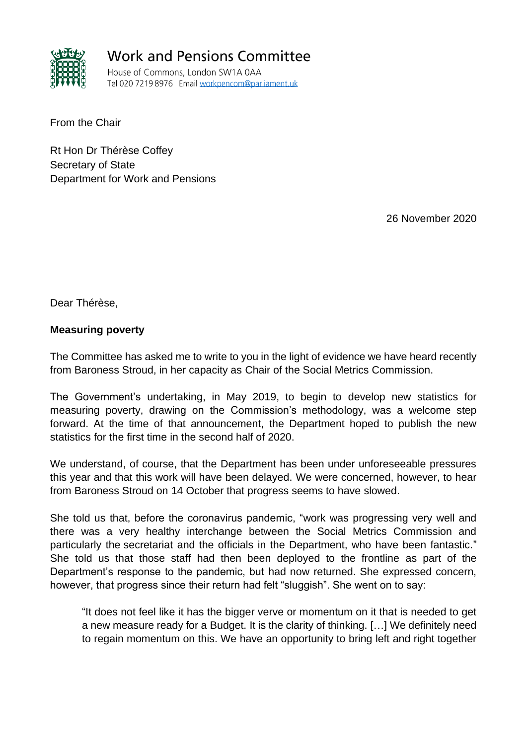# Work and Pensions Committee

House of Commons, London SW1A 0AA
Tel 020 7219 8976 Email workpencom@parliament.uk

From the Chair

Rt Hon Dr Thérèse Coffey
Secretary of State
Department for Work and Pensions

26 November 2020

Dear Thérèse,

**Measuring poverty**

The Committee has asked me to write to you in the light of evidence we have heard recently from Baroness Stroud, in her capacity as Chair of the Social Metrics Commission.

The Government's undertaking, in May 2019, to begin to develop new statistics for measuring poverty, drawing on the Commission's methodology, was a welcome step forward. At the time of that announcement, the Department hoped to publish the new statistics for the first time in the second half of 2020.

We understand, of course, that the Department has been under unforeseeable pressures this year and that this work will have been delayed. We were concerned, however, to hear from Baroness Stroud on 14 October that progress seems to have slowed.

She told us that, before the coronavirus pandemic, "work was progressing very well and there was a very healthy interchange between the Social Metrics Commission and particularly the secretariat and the officials in the Department, who have been fantastic." She told us that those staff had then been deployed to the frontline as part of the Department's response to the pandemic, but had now returned. She expressed concern, however, that progress since their return had felt "sluggish". She went on to say:

> "It does not feel like it has the bigger verve or momentum on it that is needed to get a new measure ready for a Budget. It is the clarity of thinking. […] We definitely need to regain momentum on this. We have an opportunity to bring left and right together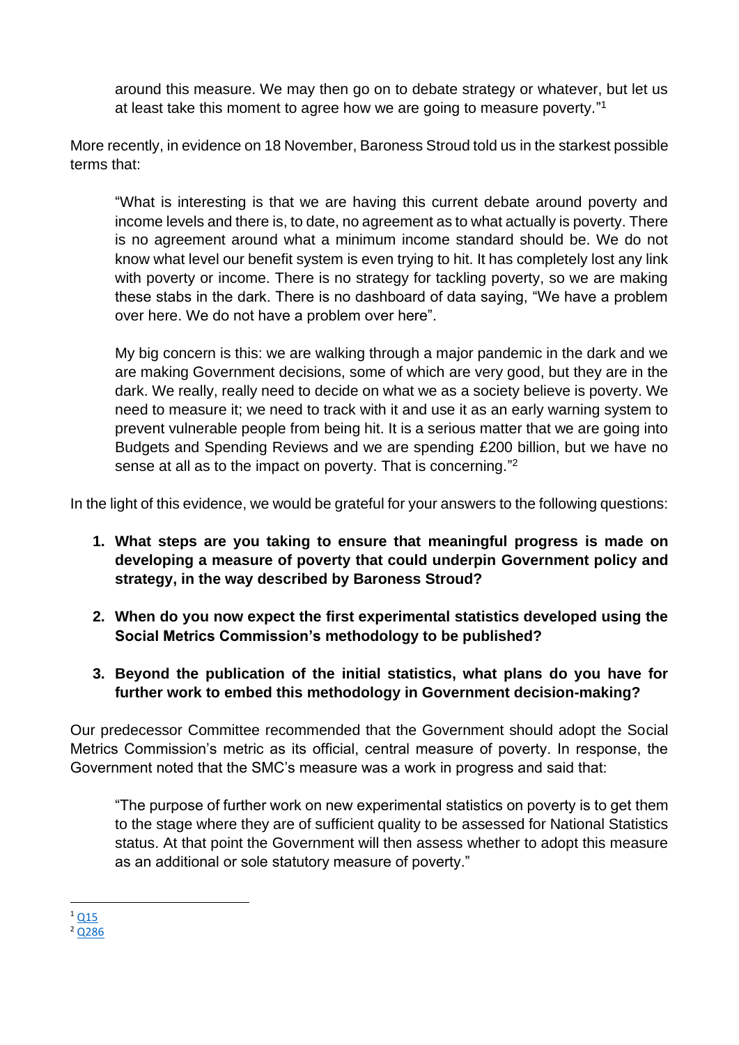> around this measure. We may then go on to debate strategy or whatever, but let us at least take this moment to agree how we are going to measure poverty."[1]

More recently, in evidence on 18 November, Baroness Stroud told us in the starkest possible terms that:

> "What is interesting is that we are having this current debate around poverty and income levels and there is, to date, no agreement as to what actually is poverty. There is no agreement around what a minimum income standard should be. We do not know what level our benefit system is even trying to hit. It has completely lost any link with poverty or income. There is no strategy for tackling poverty, so we are making these stabs in the dark. There is no dashboard of data saying, "We have a problem over here. We do not have a problem over here".
>
> My big concern is this: we are walking through a major pandemic in the dark and we are making Government decisions, some of which are very good, but they are in the dark. We really, really need to decide on what we as a society believe is poverty. We need to measure it; we need to track with it and use it as an early warning system to prevent vulnerable people from being hit. It is a serious matter that we are going into Budgets and Spending Reviews and we are spending £200 billion, but we have no sense at all as to the impact on poverty. That is concerning."[2]

In the light of this evidence, we would be grateful for your answers to the following questions:

1. **What steps are you taking to ensure that meaningful progress is made on developing a measure of poverty that could underpin Government policy and strategy, in the way described by Baroness Stroud?**

2. **When do you now expect the first experimental statistics developed using the Social Metrics Commission's methodology to be published?**

3. **Beyond the publication of the initial statistics, what plans do you have for further work to embed this methodology in Government decision-making?**

Our predecessor Committee recommended that the Government should adopt the Social Metrics Commission's metric as its official, central measure of poverty. In response, the Government noted that the SMC's measure was a work in progress and said that:

> "The purpose of further work on new experimental statistics on poverty is to get them to the stage where they are of sufficient quality to be assessed for National Statistics status. At that point the Government will then assess whether to adopt this measure as an additional or sole statutory measure of poverty."

---

[1] Q15

[2] Q286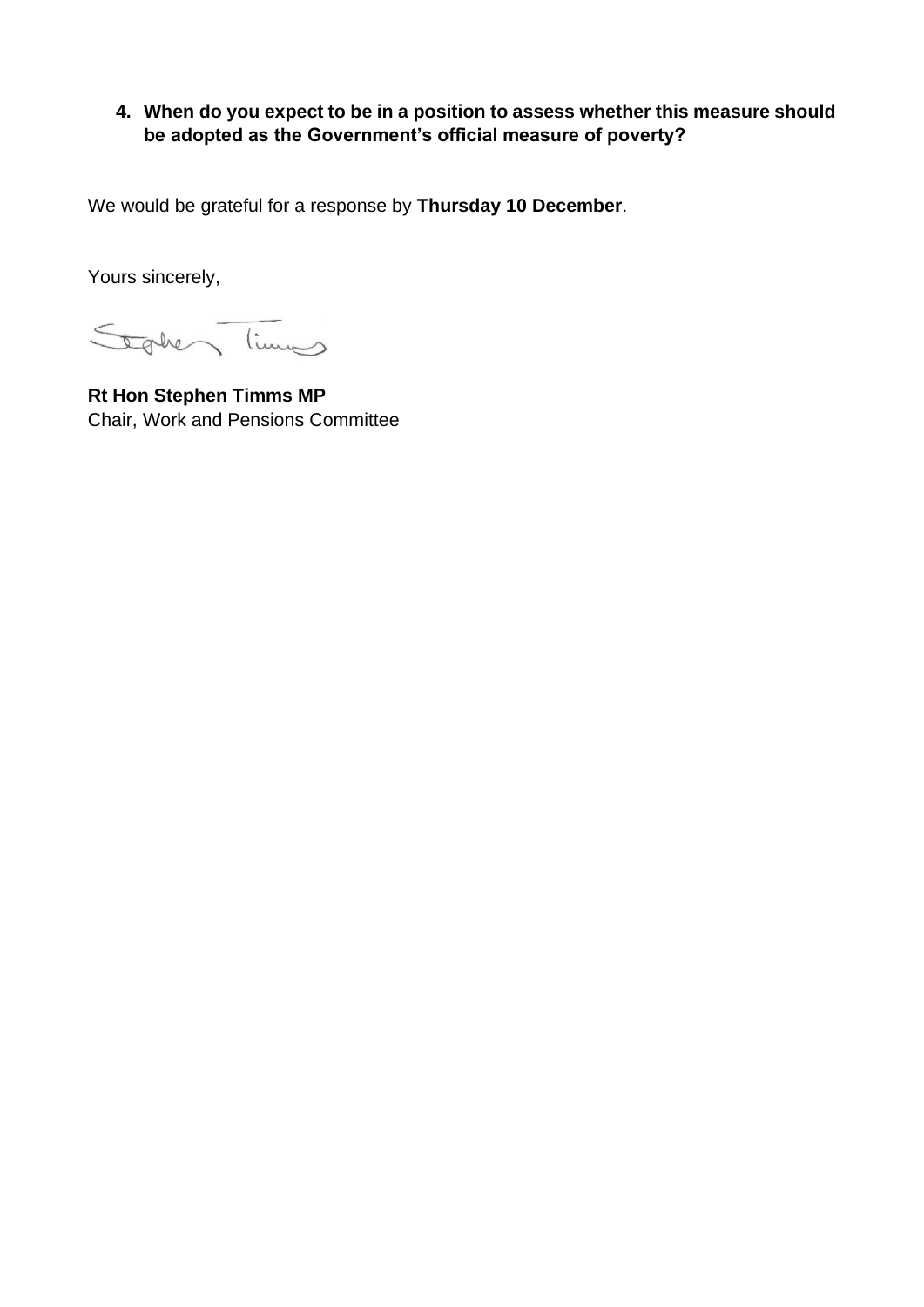4. **When do you expect to be in a position to assess whether this measure should be adopted as the Government's official measure of poverty?**

We would be grateful for a response by **Thursday 10 December**.

Yours sincerely,

Stephen Timms

**Rt Hon Stephen Timms MP**
Chair, Work and Pensions Committee